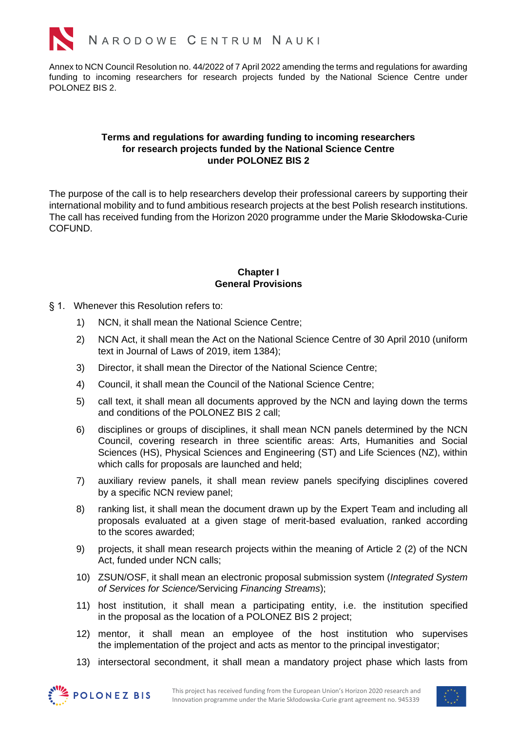Annex to NCN Council Resolution no. 44/2022 of 7 April 2022 amending the terms and regulations for awarding funding to incoming researchers for research projects funded by the National Science Centre under POLONEZ BIS 2.

## Terms and regulations for awarding funding to incoming researchers for research projects funded by the National Science Centre under POLONEZ BIS 2

The purpose of the call is to help researchers develop their professional careers by supporting their international mobility and to fund ambitious research projects at the best Polish research institutions. The call has received funding from the Horizon 2020 programme under the Marie Skłodowska-Curie COFUND.

### Chapter I
### General Provisions

§ 1. Whenever this Resolution refers to:

1) NCN, it shall mean the National Science Centre;
2) NCN Act, it shall mean the Act on the National Science Centre of 30 April 2010 (uniform text in Journal of Laws of 2019, item 1384);
3) Director, it shall mean the Director of the National Science Centre;
4) Council, it shall mean the Council of the National Science Centre;
5) call text, it shall mean all documents approved by the NCN and laying down the terms and conditions of the POLONEZ BIS 2 call;
6) disciplines or groups of disciplines, it shall mean NCN panels determined by the NCN Council, covering research in three scientific areas: Arts, Humanities and Social Sciences (HS), Physical Sciences and Engineering (ST) and Life Sciences (NZ), within which calls for proposals are launched and held;
7) auxiliary review panels, it shall mean review panels specifying disciplines covered by a specific NCN review panel;
8) ranking list, it shall mean the document drawn up by the Expert Team and including all proposals evaluated at a given stage of merit-based evaluation, ranked according to the scores awarded;
9) projects, it shall mean research projects within the meaning of Article 2 (2) of the NCN Act, funded under NCN calls;
10) ZSUN/OSF, it shall mean an electronic proposal submission system (*Integrated System of Services for Science/*Servicing *Financing Streams*);
11) host institution, it shall mean a participating entity, i.e. the institution specified in the proposal as the location of a POLONEZ BIS 2 project;
12) mentor, it shall mean an employee of the host institution who supervises the implementation of the project and acts as mentor to the principal investigator;
13) intersectoral secondment, it shall mean a mandatory project phase which lasts from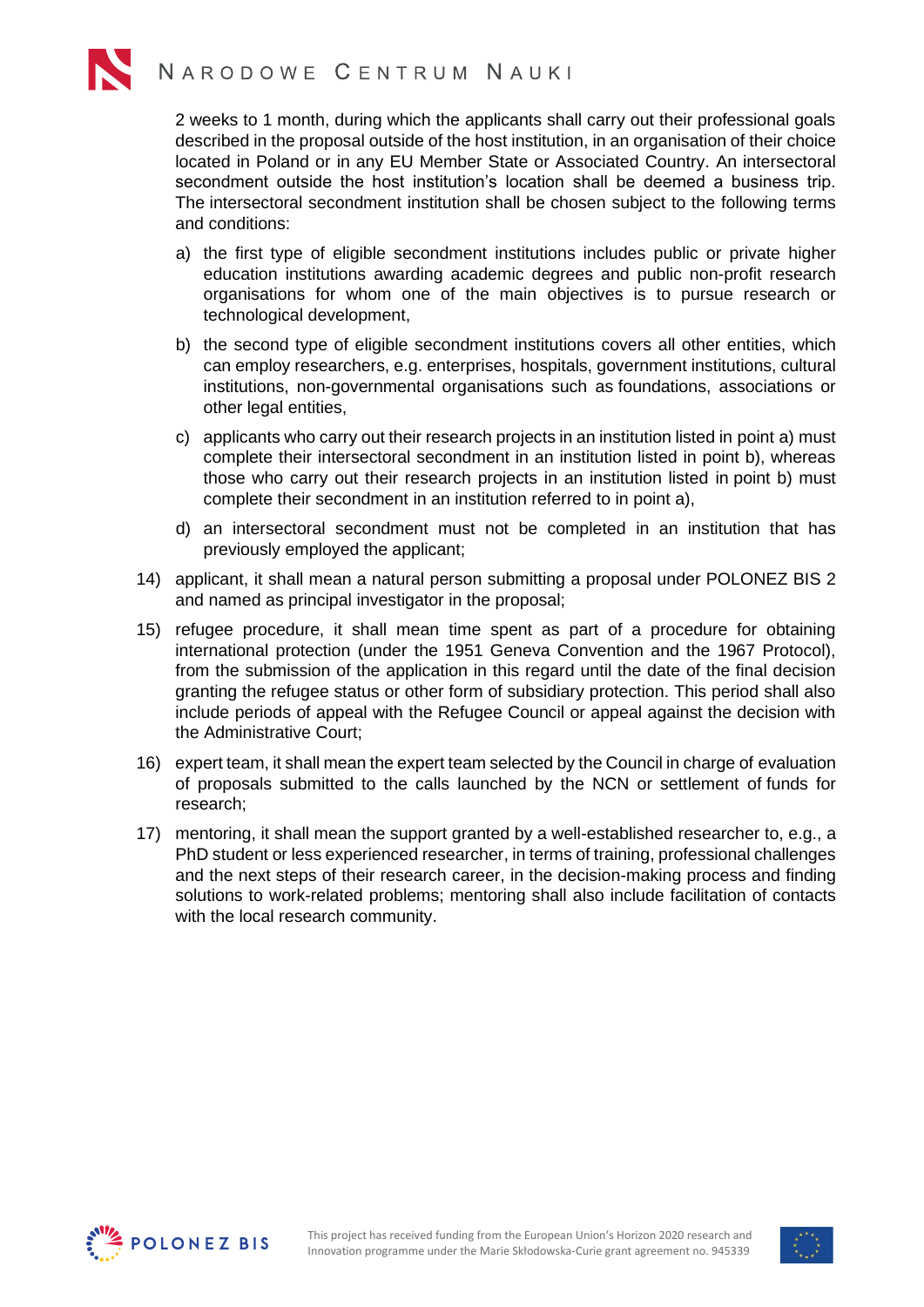2 weeks to 1 month, during which the applicants shall carry out their professional goals described in the proposal outside of the host institution, in an organisation of their choice located in Poland or in any EU Member State or Associated Country. An intersectoral secondment outside the host institution's location shall be deemed a business trip. The intersectoral secondment institution shall be chosen subject to the following terms and conditions:

a) the first type of eligible secondment institutions includes public or private higher education institutions awarding academic degrees and public non-profit research organisations for whom one of the main objectives is to pursue research or technological development,

b) the second type of eligible secondment institutions covers all other entities, which can employ researchers, e.g. enterprises, hospitals, government institutions, cultural institutions, non-governmental organisations such as foundations, associations or other legal entities,

c) applicants who carry out their research projects in an institution listed in point a) must complete their intersectoral secondment in an institution listed in point b), whereas those who carry out their research projects in an institution listed in point b) must complete their secondment in an institution referred to in point a),

d) an intersectoral secondment must not be completed in an institution that has previously employed the applicant;

14) applicant, it shall mean a natural person submitting a proposal under POLONEZ BIS 2 and named as principal investigator in the proposal;

15) refugee procedure, it shall mean time spent as part of a procedure for obtaining international protection (under the 1951 Geneva Convention and the 1967 Protocol), from the submission of the application in this regard until the date of the final decision granting the refugee status or other form of subsidiary protection. This period shall also include periods of appeal with the Refugee Council or appeal against the decision with the Administrative Court;

16) expert team, it shall mean the expert team selected by the Council in charge of evaluation of proposals submitted to the calls launched by the NCN or settlement of funds for research;

17) mentoring, it shall mean the support granted by a well-established researcher to, e.g., a PhD student or less experienced researcher, in terms of training, professional challenges and the next steps of their research career, in the decision-making process and finding solutions to work-related problems; mentoring shall also include facilitation of contacts with the local research community.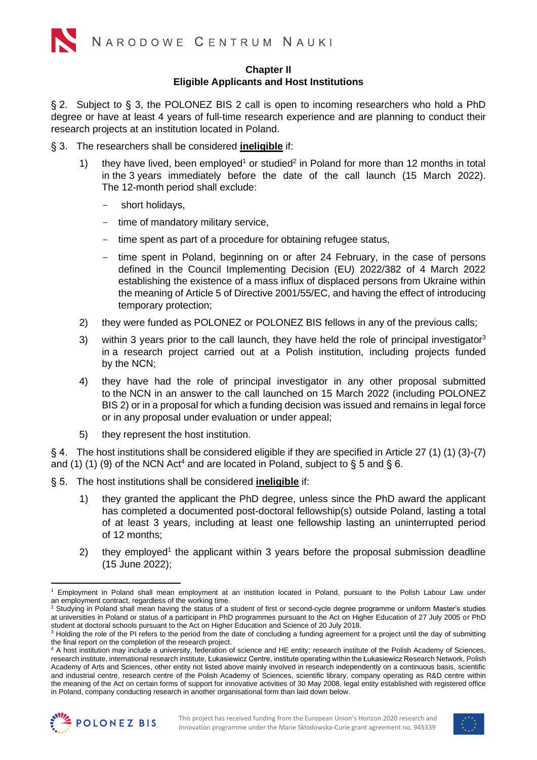## Chapter II
## Eligible Applicants and Host Institutions

§ 2. Subject to § 3, the POLONEZ BIS 2 call is open to incoming researchers who hold a PhD degree or have at least 4 years of full-time research experience and are planning to conduct their research projects at an institution located in Poland.

§ 3. The researchers shall be considered **ineligible** if:

1) they have lived, been employed[1] or studied[2] in Poland for more than 12 months in total in the 3 years immediately before the date of the call launch (15 March 2022). The 12-month period shall exclude:
   - short holidays,
   - time of mandatory military service,
   - time spent as part of a procedure for obtaining refugee status,
   - time spent in Poland, beginning on or after 24 February, in the case of persons defined in the Council Implementing Decision (EU) 2022/382 of 4 March 2022 establishing the existence of a mass influx of displaced persons from Ukraine within the meaning of Article 5 of Directive 2001/55/EC, and having the effect of introducing temporary protection;
2) they were funded as POLONEZ or POLONEZ BIS fellows in any of the previous calls;
3) within 3 years prior to the call launch, they have held the role of principal investigator[3] in a research project carried out at a Polish institution, including projects funded by the NCN;
4) they have had the role of principal investigator in any other proposal submitted to the NCN in an answer to the call launched on 15 March 2022 (including POLONEZ BIS 2) or in a proposal for which a funding decision was issued and remains in legal force or in any proposal under evaluation or under appeal;
5) they represent the host institution.

§ 4. The host institutions shall be considered eligible if they are specified in Article 27 (1) (1) (3)-(7) and (1) (1) (9) of the NCN Act[4] and are located in Poland, subject to § 5 and § 6.

§ 5. The host institutions shall be considered **ineligible** if:

1) they granted the applicant the PhD degree, unless since the PhD award the applicant has completed a documented post-doctoral fellowship(s) outside Poland, lasting a total of at least 3 years, including at least one fellowship lasting an uninterrupted period of 12 months;
2) they employed[1] the applicant within 3 years before the proposal submission deadline (15 June 2022);

---

[1] Employment in Poland shall mean employment at an institution located in Poland, pursuant to the Polish Labour Law under an employment contract, regardless of the working time.

[2] Studying in Poland shall mean having the status of a student of first or second-cycle degree programme or uniform Master's studies at universities in Poland or status of a participant in PhD programmes pursuant to the Act on Higher Education of 27 July 2005 or PhD student at doctoral schools pursuant to the Act on Higher Education and Science of 20 July 2018.

[3] Holding the role of the PI refers to the period from the date of concluding a funding agreement for a project until the day of submitting the final report on the completion of the research project.

[4] A host institution may include a university, federation of science and HE entity; research institute of the Polish Academy of Sciences, research institute, international research institute, Łukasiewicz Centre, institute operating within the Łukasiewicz Research Network, Polish Academy of Arts and Sciences, other entity not listed above mainly involved in research independently on a continuous basis, scientific and industrial centre, research centre of the Polish Academy of Sciences, scientific library, company operating as R&D centre within the meaning of the Act on certain forms of support for innovative activities of 30 May 2008, legal entity established with registered office in Poland, company conducting research in another organisational form than laid down below.

This project has received funding from the European Union's Horizon 2020 research and Innovation programme under the Marie Skłodowska-Curie grant agreement no. 945339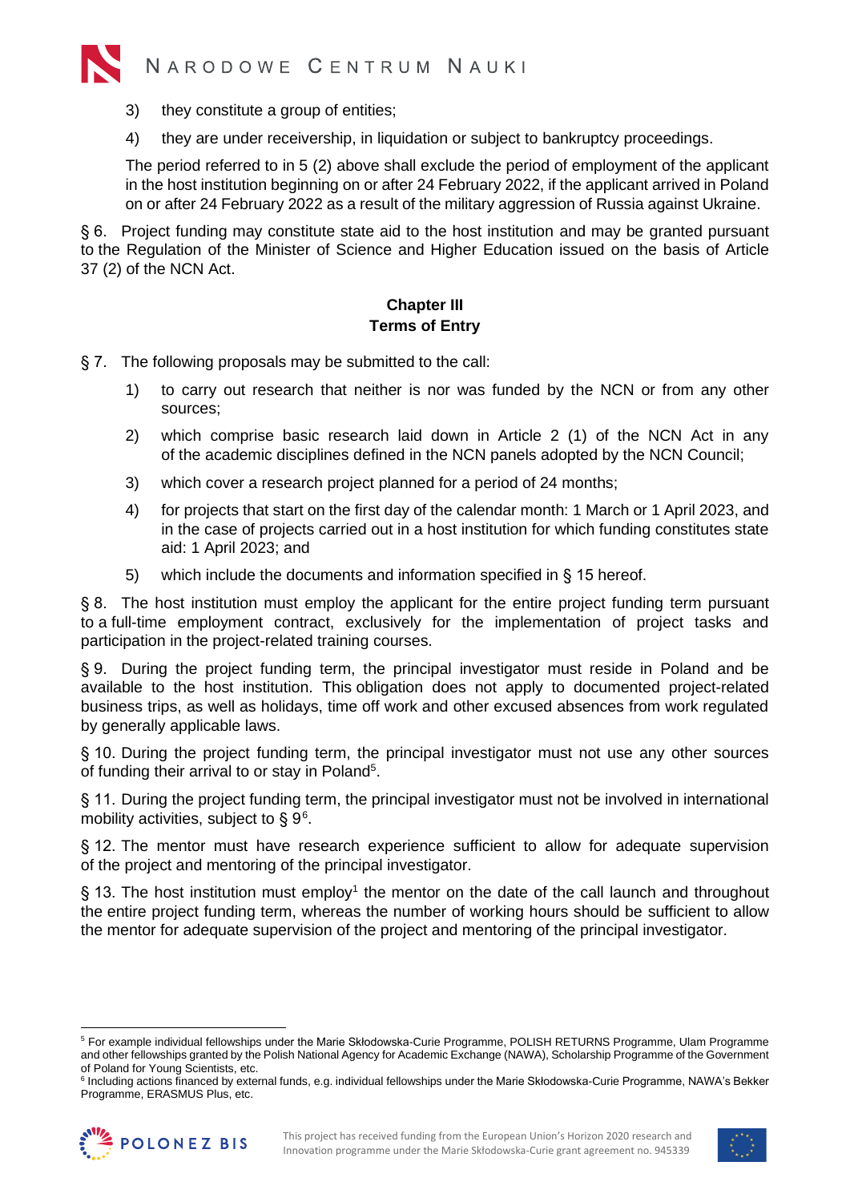3) they constitute a group of entities;

4) they are under receivership, in liquidation or subject to bankruptcy proceedings.

The period referred to in 5 (2) above shall exclude the period of employment of the applicant in the host institution beginning on or after 24 February 2022, if the applicant arrived in Poland on or after 24 February 2022 as a result of the military aggression of Russia against Ukraine.

§ 6. Project funding may constitute state aid to the host institution and may be granted pursuant to the Regulation of the Minister of Science and Higher Education issued on the basis of Article 37 (2) of the NCN Act.

## Chapter III
## Terms of Entry

§ 7. The following proposals may be submitted to the call:

1) to carry out research that neither is nor was funded by the NCN or from any other sources;

2) which comprise basic research laid down in Article 2 (1) of the NCN Act in any of the academic disciplines defined in the NCN panels adopted by the NCN Council;

3) which cover a research project planned for a period of 24 months;

4) for projects that start on the first day of the calendar month: 1 March or 1 April 2023, and in the case of projects carried out in a host institution for which funding constitutes state aid: 1 April 2023; and

5) which include the documents and information specified in § 15 hereof.

§ 8. The host institution must employ the applicant for the entire project funding term pursuant to a full-time employment contract, exclusively for the implementation of project tasks and participation in the project-related training courses.

§ 9. During the project funding term, the principal investigator must reside in Poland and be available to the host institution. This obligation does not apply to documented project-related business trips, as well as holidays, time off work and other excused absences from work regulated by generally applicable laws.

§ 10. During the project funding term, the principal investigator must not use any other sources of funding their arrival to or stay in Poland[5].

§ 11. During the project funding term, the principal investigator must not be involved in international mobility activities, subject to § 9[6].

§ 12. The mentor must have research experience sufficient to allow for adequate supervision of the project and mentoring of the principal investigator.

§ 13. The host institution must employ[1] the mentor on the date of the call launch and throughout the entire project funding term, whereas the number of working hours should be sufficient to allow the mentor for adequate supervision of the project and mentoring of the principal investigator.

---

[5] For example individual fellowships under the Marie Skłodowska-Curie Programme, POLISH RETURNS Programme, Ulam Programme and other fellowships granted by the Polish National Agency for Academic Exchange (NAWA), Scholarship Programme of the Government of Poland for Young Scientists, etc.

[6] Including actions financed by external funds, e.g. individual fellowships under the Marie Skłodowska-Curie Programme, NAWA's Bekker Programme, ERASMUS Plus, etc.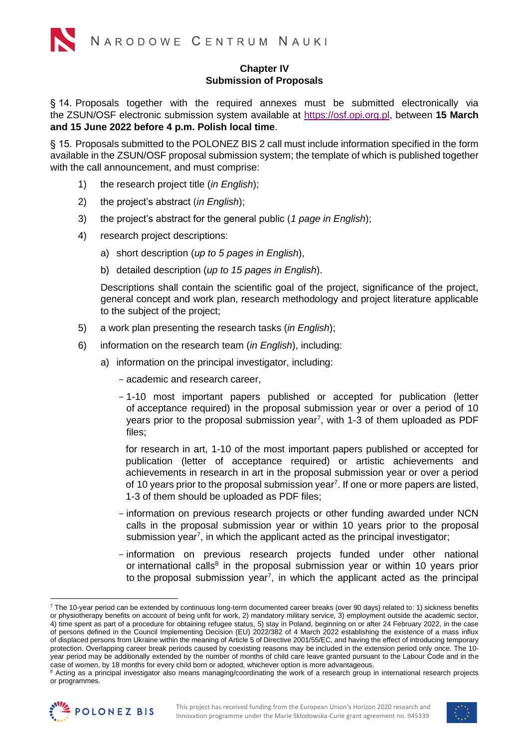## Chapter IV
## Submission of Proposals

§ 14. Proposals together with the required annexes must be submitted electronically via the ZSUN/OSF electronic submission system available at https://osf.opi.org.pl, between **15 March and 15 June 2022 before 4 p.m. Polish local time**.

§ 15. Proposals submitted to the POLONEZ BIS 2 call must include information specified in the form available in the ZSUN/OSF proposal submission system; the template of which is published together with the call announcement, and must comprise:

1) the research project title (*in English*);
2) the project's abstract (*in English*);
3) the project's abstract for the general public (*1 page in English*);
4) research project descriptions:
   a) short description (*up to 5 pages in English*),
   b) detailed description (*up to 15 pages in English*).

   Descriptions shall contain the scientific goal of the project, significance of the project, general concept and work plan, research methodology and project literature applicable to the subject of the project;
5) a work plan presenting the research tasks (*in English*);
6) information on the research team (*in English*), including:
   a) information on the principal investigator, including:
      - academic and research career,
      - 1-10 most important papers published or accepted for publication (letter of acceptance required) in the proposal submission year or over a period of 10 years prior to the proposal submission year[7], with 1-3 of them uploaded as PDF files;

        for research in art, 1-10 of the most important papers published or accepted for publication (letter of acceptance required) or artistic achievements and achievements in research in art in the proposal submission year or over a period of 10 years prior to the proposal submission year[7]. If one or more papers are listed, 1-3 of them should be uploaded as PDF files;
      - information on previous research projects or other funding awarded under NCN calls in the proposal submission year or within 10 years prior to the proposal submission year[7], in which the applicant acted as the principal investigator;
      - information on previous research projects funded under other national or international calls[8] in the proposal submission year or within 10 years prior to the proposal submission year[7], in which the applicant acted as the principal

---

[7] The 10-year period can be extended by continuous long-term documented career breaks (over 90 days) related to: 1) sickness benefits or physiotherapy benefits on account of being unfit for work, 2) mandatory military service, 3) employment outside the academic sector, 4) time spent as part of a procedure for obtaining refugee status, 5) stay in Poland, beginning on or after 24 February 2022, in the case of persons defined in the Council Implementing Decision (EU) 2022/382 of 4 March 2022 establishing the existence of a mass influx of displaced persons from Ukraine within the meaning of Article 5 of Directive 2001/55/EC, and having the effect of introducing temporary protection. Overlapping career break periods caused by coexisting reasons may be included in the extension period only once. The 10-year period may be additionally extended by the number of months of child care leave granted pursuant to the Labour Code and in the case of women, by 18 months for every child born or adopted, whichever option is more advantageous.

[8] Acting as a principal investigator also means managing/coordinating the work of a research group in international research projects or programmes.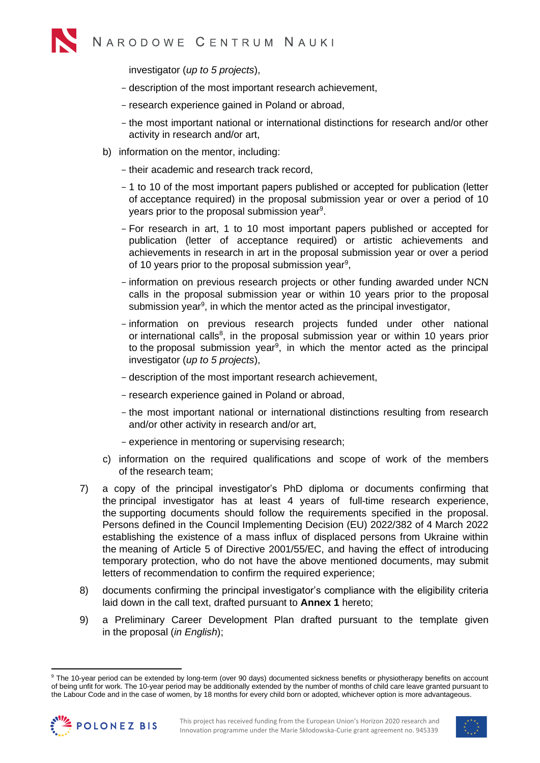investigator (*up to 5 projects*),

- description of the most important research achievement,
- research experience gained in Poland or abroad,
- the most important national or international distinctions for research and/or other activity in research and/or art,

b) information on the mentor, including:

- their academic and research track record,
- 1 to 10 of the most important papers published or accepted for publication (letter of acceptance required) in the proposal submission year or over a period of 10 years prior to the proposal submission year[9].
- For research in art, 1 to 10 most important papers published or accepted for publication (letter of acceptance required) or artistic achievements and achievements in research in art in the proposal submission year or over a period of 10 years prior to the proposal submission year[9],
- information on previous research projects or other funding awarded under NCN calls in the proposal submission year or within 10 years prior to the proposal submission year[9], in which the mentor acted as the principal investigator,
- information on previous research projects funded under other national or international calls[8], in the proposal submission year or within 10 years prior to the proposal submission year[9], in which the mentor acted as the principal investigator (*up to 5 projects*),
- description of the most important research achievement,
- research experience gained in Poland or abroad,
- the most important national or international distinctions resulting from research and/or other activity in research and/or art,
- experience in mentoring or supervising research;

c) information on the required qualifications and scope of work of the members of the research team;

7) a copy of the principal investigator's PhD diploma or documents confirming that the principal investigator has at least 4 years of full-time research experience, the supporting documents should follow the requirements specified in the proposal. Persons defined in the Council Implementing Decision (EU) 2022/382 of 4 March 2022 establishing the existence of a mass influx of displaced persons from Ukraine within the meaning of Article 5 of Directive 2001/55/EC, and having the effect of introducing temporary protection, who do not have the above mentioned documents, may submit letters of recommendation to confirm the required experience;

8) documents confirming the principal investigator's compliance with the eligibility criteria laid down in the call text, drafted pursuant to **Annex 1** hereto;

9) a Preliminary Career Development Plan drafted pursuant to the template given in the proposal (*in English*);

[9] The 10-year period can be extended by long-term (over 90 days) documented sickness benefits or physiotherapy benefits on account of being unfit for work. The 10-year period may be additionally extended by the number of months of child care leave granted pursuant to the Labour Code and in the case of women, by 18 months for every child born or adopted, whichever option is more advantageous.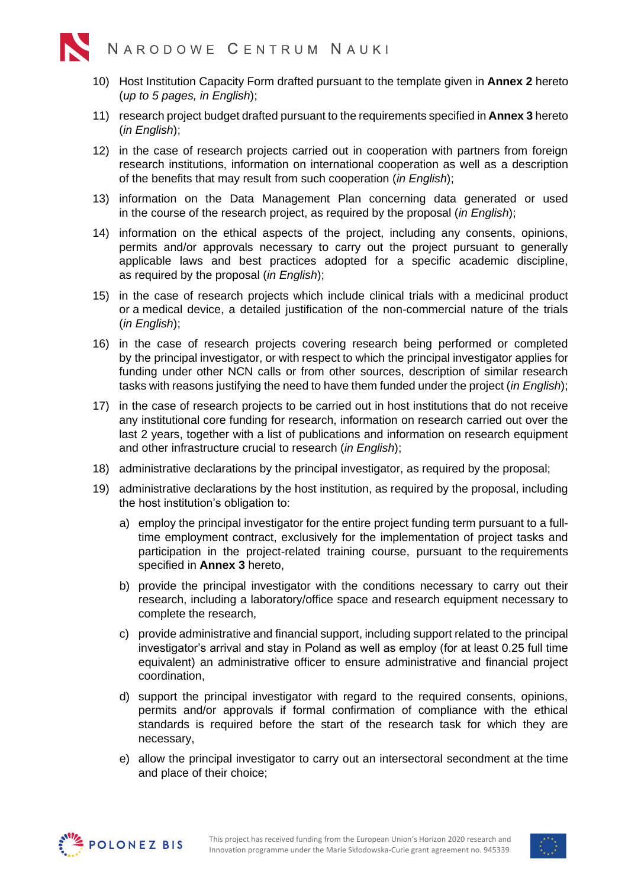10) Host Institution Capacity Form drafted pursuant to the template given in **Annex 2** hereto (*up to 5 pages, in English*);

11) research project budget drafted pursuant to the requirements specified in **Annex 3** hereto (*in English*);

12) in the case of research projects carried out in cooperation with partners from foreign research institutions, information on international cooperation as well as a description of the benefits that may result from such cooperation (*in English*);

13) information on the Data Management Plan concerning data generated or used in the course of the research project, as required by the proposal (*in English*);

14) information on the ethical aspects of the project, including any consents, opinions, permits and/or approvals necessary to carry out the project pursuant to generally applicable laws and best practices adopted for a specific academic discipline, as required by the proposal (*in English*);

15) in the case of research projects which include clinical trials with a medicinal product or a medical device, a detailed justification of the non-commercial nature of the trials (*in English*);

16) in the case of research projects covering research being performed or completed by the principal investigator, or with respect to which the principal investigator applies for funding under other NCN calls or from other sources, description of similar research tasks with reasons justifying the need to have them funded under the project (*in English*);

17) in the case of research projects to be carried out in host institutions that do not receive any institutional core funding for research, information on research carried out over the last 2 years, together with a list of publications and information on research equipment and other infrastructure crucial to research (*in English*);

18) administrative declarations by the principal investigator, as required by the proposal;

19) administrative declarations by the host institution, as required by the proposal, including the host institution's obligation to:

    a) employ the principal investigator for the entire project funding term pursuant to a full-time employment contract, exclusively for the implementation of project tasks and participation in the project-related training course, pursuant to the requirements specified in **Annex 3** hereto,

    b) provide the principal investigator with the conditions necessary to carry out their research, including a laboratory/office space and research equipment necessary to complete the research,

    c) provide administrative and financial support, including support related to the principal investigator's arrival and stay in Poland as well as employ (for at least 0.25 full time equivalent) an administrative officer to ensure administrative and financial project coordination,

    d) support the principal investigator with regard to the required consents, opinions, permits and/or approvals if formal confirmation of compliance with the ethical standards is required before the start of the research task for which they are necessary,

    e) allow the principal investigator to carry out an intersectoral secondment at the time and place of their choice;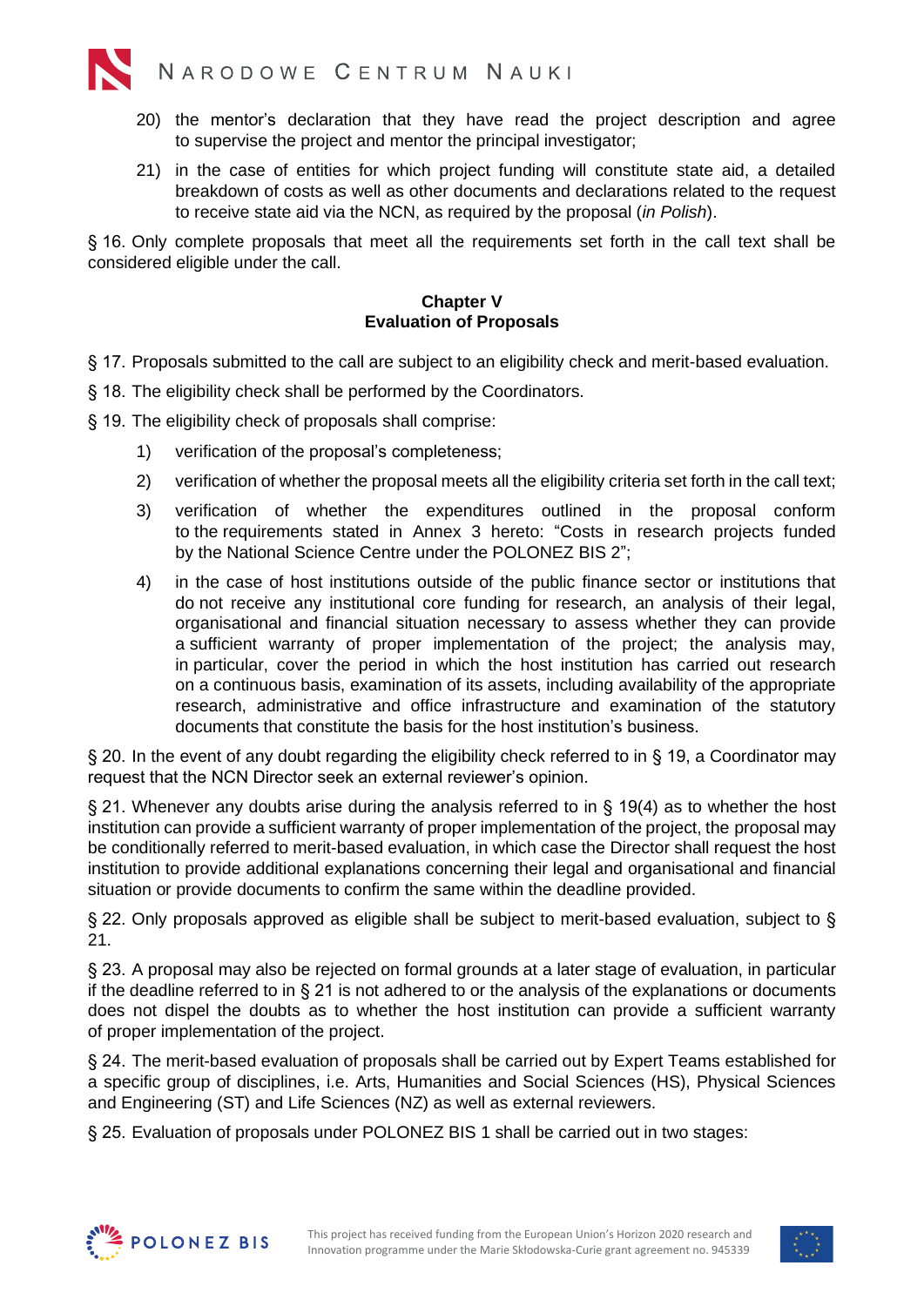20) the mentor's declaration that they have read the project description and agree to supervise the project and mentor the principal investigator;

21) in the case of entities for which project funding will constitute state aid, a detailed breakdown of costs as well as other documents and declarations related to the request to receive state aid via the NCN, as required by the proposal (*in Polish*).

§ 16. Only complete proposals that meet all the requirements set forth in the call text shall be considered eligible under the call.

## Chapter V
## Evaluation of Proposals

§ 17. Proposals submitted to the call are subject to an eligibility check and merit-based evaluation.

§ 18. The eligibility check shall be performed by the Coordinators.

§ 19. The eligibility check of proposals shall comprise:

1) verification of the proposal's completeness;
2) verification of whether the proposal meets all the eligibility criteria set forth in the call text;
3) verification of whether the expenditures outlined in the proposal conform to the requirements stated in Annex 3 hereto: "Costs in research projects funded by the National Science Centre under the POLONEZ BIS 2";
4) in the case of host institutions outside of the public finance sector or institutions that do not receive any institutional core funding for research, an analysis of their legal, organisational and financial situation necessary to assess whether they can provide a sufficient warranty of proper implementation of the project; the analysis may, in particular, cover the period in which the host institution has carried out research on a continuous basis, examination of its assets, including availability of the appropriate research, administrative and office infrastructure and examination of the statutory documents that constitute the basis for the host institution's business.

§ 20. In the event of any doubt regarding the eligibility check referred to in § 19, a Coordinator may request that the NCN Director seek an external reviewer's opinion.

§ 21. Whenever any doubts arise during the analysis referred to in § 19(4) as to whether the host institution can provide a sufficient warranty of proper implementation of the project, the proposal may be conditionally referred to merit-based evaluation, in which case the Director shall request the host institution to provide additional explanations concerning their legal and organisational and financial situation or provide documents to confirm the same within the deadline provided.

§ 22. Only proposals approved as eligible shall be subject to merit-based evaluation, subject to § 21.

§ 23. A proposal may also be rejected on formal grounds at a later stage of evaluation, in particular if the deadline referred to in § 21 is not adhered to or the analysis of the explanations or documents does not dispel the doubts as to whether the host institution can provide a sufficient warranty of proper implementation of the project.

§ 24. The merit-based evaluation of proposals shall be carried out by Expert Teams established for a specific group of disciplines, i.e. Arts, Humanities and Social Sciences (HS), Physical Sciences and Engineering (ST) and Life Sciences (NZ) as well as external reviewers.

§ 25. Evaluation of proposals under POLONEZ BIS 1 shall be carried out in two stages: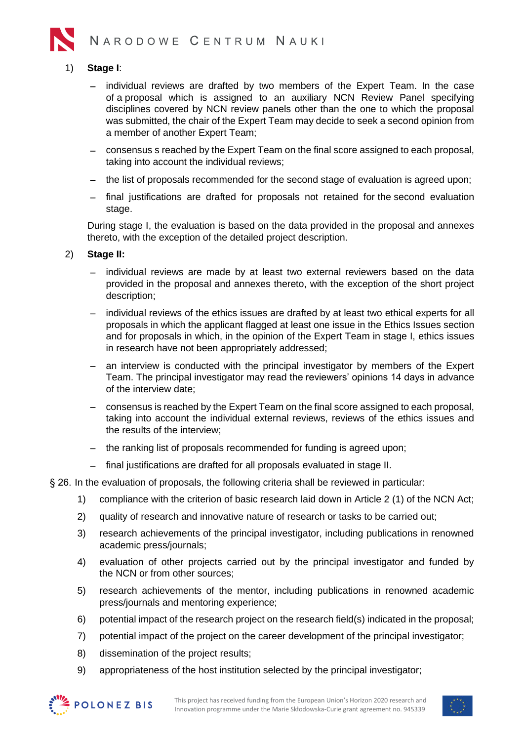1) **Stage I**:

   - individual reviews are drafted by two members of the Expert Team. In the case of a proposal which is assigned to an auxiliary NCN Review Panel specifying disciplines covered by NCN review panels other than the one to which the proposal was submitted, the chair of the Expert Team may decide to seek a second opinion from a member of another Expert Team;
   - consensus s reached by the Expert Team on the final score assigned to each proposal, taking into account the individual reviews;
   - the list of proposals recommended for the second stage of evaluation is agreed upon;
   - final justifications are drafted for proposals not retained for the second evaluation stage.

   During stage I, the evaluation is based on the data provided in the proposal and annexes thereto, with the exception of the detailed project description.

2) **Stage II:**

   - individual reviews are made by at least two external reviewers based on the data provided in the proposal and annexes thereto, with the exception of the short project description;
   - individual reviews of the ethics issues are drafted by at least two ethical experts for all proposals in which the applicant flagged at least one issue in the Ethics Issues section and for proposals in which, in the opinion of the Expert Team in stage I, ethics issues in research have not been appropriately addressed;
   - an interview is conducted with the principal investigator by members of the Expert Team. The principal investigator may read the reviewers' opinions 14 days in advance of the interview date;
   - consensus is reached by the Expert Team on the final score assigned to each proposal, taking into account the individual external reviews, reviews of the ethics issues and the results of the interview;
   - the ranking list of proposals recommended for funding is agreed upon;
   - final justifications are drafted for all proposals evaluated in stage II.

§ 26. In the evaluation of proposals, the following criteria shall be reviewed in particular:

1) compliance with the criterion of basic research laid down in Article 2 (1) of the NCN Act;
2) quality of research and innovative nature of research or tasks to be carried out;
3) research achievements of the principal investigator, including publications in renowned academic press/journals;
4) evaluation of other projects carried out by the principal investigator and funded by the NCN or from other sources;
5) research achievements of the mentor, including publications in renowned academic press/journals and mentoring experience;
6) potential impact of the research project on the research field(s) indicated in the proposal;
7) potential impact of the project on the career development of the principal investigator;
8) dissemination of the project results;
9) appropriateness of the host institution selected by the principal investigator;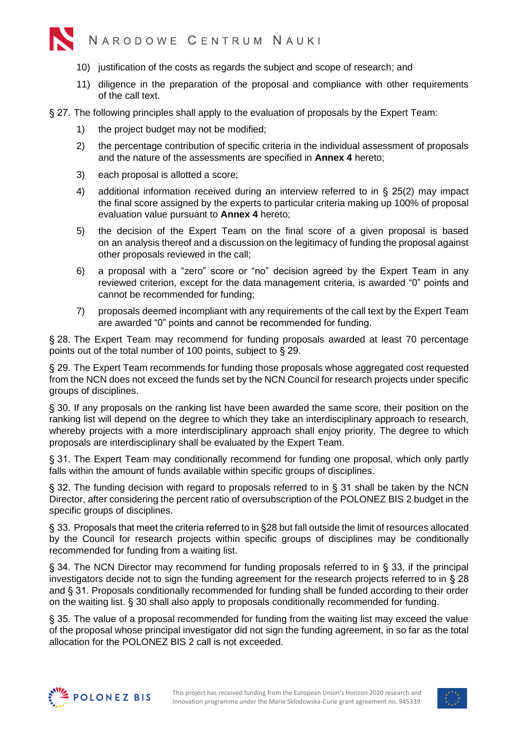10) justification of the costs as regards the subject and scope of research; and
11) diligence in the preparation of the proposal and compliance with other requirements of the call text.

§ 27. The following principles shall apply to the evaluation of proposals by the Expert Team:

1) the project budget may not be modified;
2) the percentage contribution of specific criteria in the individual assessment of proposals and the nature of the assessments are specified in **Annex 4** hereto;
3) each proposal is allotted a score;
4) additional information received during an interview referred to in § 25(2) may impact the final score assigned by the experts to particular criteria making up 100% of proposal evaluation value pursuant to **Annex 4** hereto;
5) the decision of the Expert Team on the final score of a given proposal is based on an analysis thereof and a discussion on the legitimacy of funding the proposal against other proposals reviewed in the call;
6) a proposal with a "zero" score or "no" decision agreed by the Expert Team in any reviewed criterion, except for the data management criteria, is awarded "0" points and cannot be recommended for funding;
7) proposals deemed incompliant with any requirements of the call text by the Expert Team are awarded "0" points and cannot be recommended for funding.

§ 28. The Expert Team may recommend for funding proposals awarded at least 70 percentage points out of the total number of 100 points, subject to § 29.

§ 29. The Expert Team recommends for funding those proposals whose aggregated cost requested from the NCN does not exceed the funds set by the NCN Council for research projects under specific groups of disciplines.

§ 30. If any proposals on the ranking list have been awarded the same score, their position on the ranking list will depend on the degree to which they take an interdisciplinary approach to research, whereby projects with a more interdisciplinary approach shall enjoy priority. The degree to which proposals are interdisciplinary shall be evaluated by the Expert Team.

§ 31. The Expert Team may conditionally recommend for funding one proposal, which only partly falls within the amount of funds available within specific groups of disciplines.

§ 32. The funding decision with regard to proposals referred to in § 31 shall be taken by the NCN Director, after considering the percent ratio of oversubscription of the POLONEZ BIS 2 budget in the specific groups of disciplines.

§ 33. Proposals that meet the criteria referred to in §28 but fall outside the limit of resources allocated by the Council for research projects within specific groups of disciplines may be conditionally recommended for funding from a waiting list.

§ 34. The NCN Director may recommend for funding proposals referred to in § 33, if the principal investigators decide not to sign the funding agreement for the research projects referred to in § 28 and § 31. Proposals conditionally recommended for funding shall be funded according to their order on the waiting list. § 30 shall also apply to proposals conditionally recommended for funding.

§ 35. The value of a proposal recommended for funding from the waiting list may exceed the value of the proposal whose principal investigator did not sign the funding agreement, in so far as the total allocation for the POLONEZ BIS 2 call is not exceeded.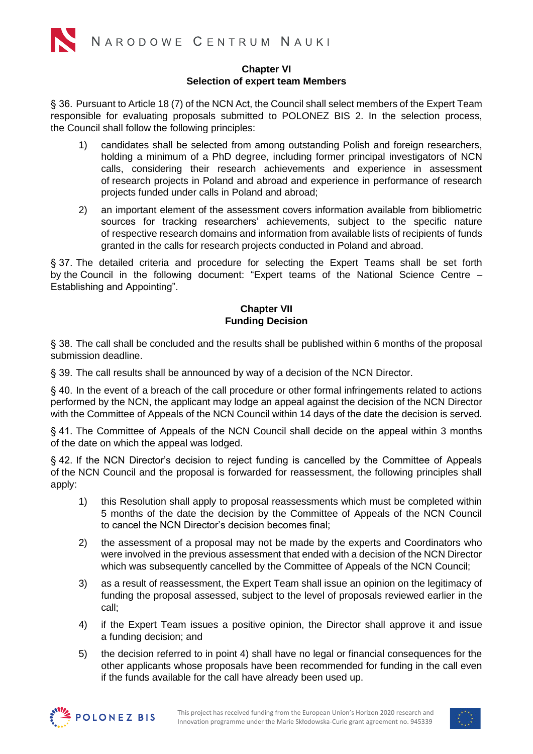## Chapter VI
## Selection of expert team Members

§ 36. Pursuant to Article 18 (7) of the NCN Act, the Council shall select members of the Expert Team responsible for evaluating proposals submitted to POLONEZ BIS 2. In the selection process, the Council shall follow the following principles:

1) candidates shall be selected from among outstanding Polish and foreign researchers, holding a minimum of a PhD degree, including former principal investigators of NCN calls, considering their research achievements and experience in assessment of research projects in Poland and abroad and experience in performance of research projects funded under calls in Poland and abroad;

2) an important element of the assessment covers information available from bibliometric sources for tracking researchers' achievements, subject to the specific nature of respective research domains and information from available lists of recipients of funds granted in the calls for research projects conducted in Poland and abroad.

§ 37. The detailed criteria and procedure for selecting the Expert Teams shall be set forth by the Council in the following document: "Expert teams of the National Science Centre – Establishing and Appointing".

## Chapter VII
## Funding Decision

§ 38. The call shall be concluded and the results shall be published within 6 months of the proposal submission deadline.

§ 39. The call results shall be announced by way of a decision of the NCN Director.

§ 40. In the event of a breach of the call procedure or other formal infringements related to actions performed by the NCN, the applicant may lodge an appeal against the decision of the NCN Director with the Committee of Appeals of the NCN Council within 14 days of the date the decision is served.

§ 41. The Committee of Appeals of the NCN Council shall decide on the appeal within 3 months of the date on which the appeal was lodged.

§ 42. If the NCN Director's decision to reject funding is cancelled by the Committee of Appeals of the NCN Council and the proposal is forwarded for reassessment, the following principles shall apply:

1) this Resolution shall apply to proposal reassessments which must be completed within 5 months of the date the decision by the Committee of Appeals of the NCN Council to cancel the NCN Director's decision becomes final;

2) the assessment of a proposal may not be made by the experts and Coordinators who were involved in the previous assessment that ended with a decision of the NCN Director which was subsequently cancelled by the Committee of Appeals of the NCN Council;

3) as a result of reassessment, the Expert Team shall issue an opinion on the legitimacy of funding the proposal assessed, subject to the level of proposals reviewed earlier in the call;

4) if the Expert Team issues a positive opinion, the Director shall approve it and issue a funding decision; and

5) the decision referred to in point 4) shall have no legal or financial consequences for the other applicants whose proposals have been recommended for funding in the call even if the funds available for the call have already been used up.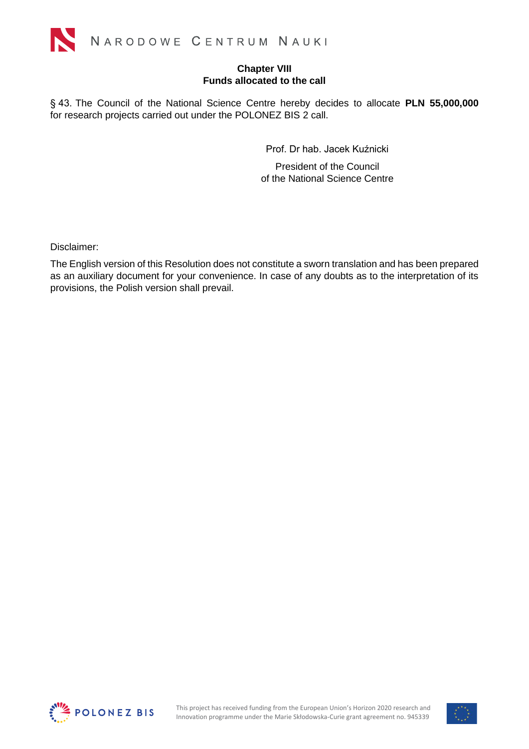## Chapter VIII
## Funds allocated to the call

§ 43. The Council of the National Science Centre hereby decides to allocate **PLN 55,000,000** for research projects carried out under the POLONEZ BIS 2 call.

Prof. Dr hab. Jacek Kuźnicki

President of the Council
of the National Science Centre

Disclaimer:

The English version of this Resolution does not constitute a sworn translation and has been prepared as an auxiliary document for your convenience. In case of any doubts as to the interpretation of its provisions, the Polish version shall prevail.